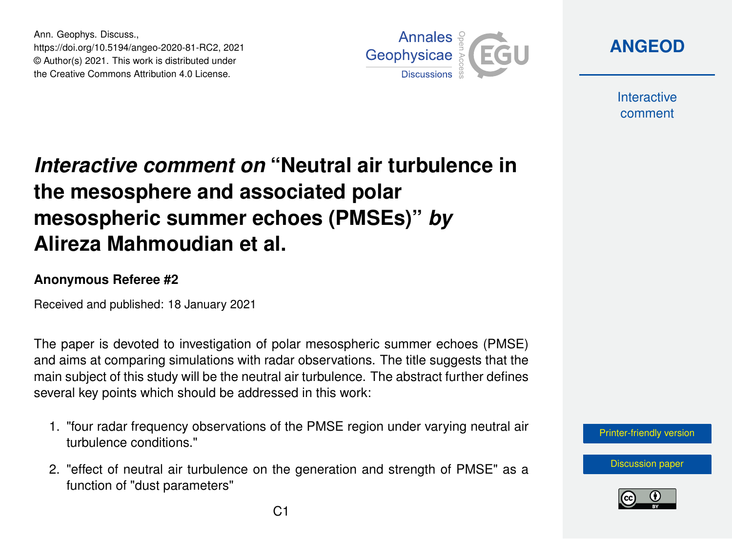Ann. Geophys. Discuss.,
https://doi.org/10.5194/angeo-2020-81-RC2, 2021
© Author(s) 2021. This work is distributed under
the Creative Commons Attribution 4.0 License.

# *Interactive comment on* "Neutral air turbulence in the mesosphere and associated polar mesospheric summer echoes (PMSEs)" *by* Alireza Mahmoudian et al.

### Anonymous Referee #2

Received and published: 18 January 2021

The paper is devoted to investigation of polar mesospheric summer echoes (PMSE) and aims at comparing simulations with radar observations. The title suggests that the main subject of this study will be the neutral air turbulence. The abstract further defines several key points which should be addressed in this work:

1. "four radar frequency observations of the PMSE region under varying neutral air turbulence conditions."
2. "effect of neutral air turbulence on the generation and strength of PMSE" as a function of "dust parameters"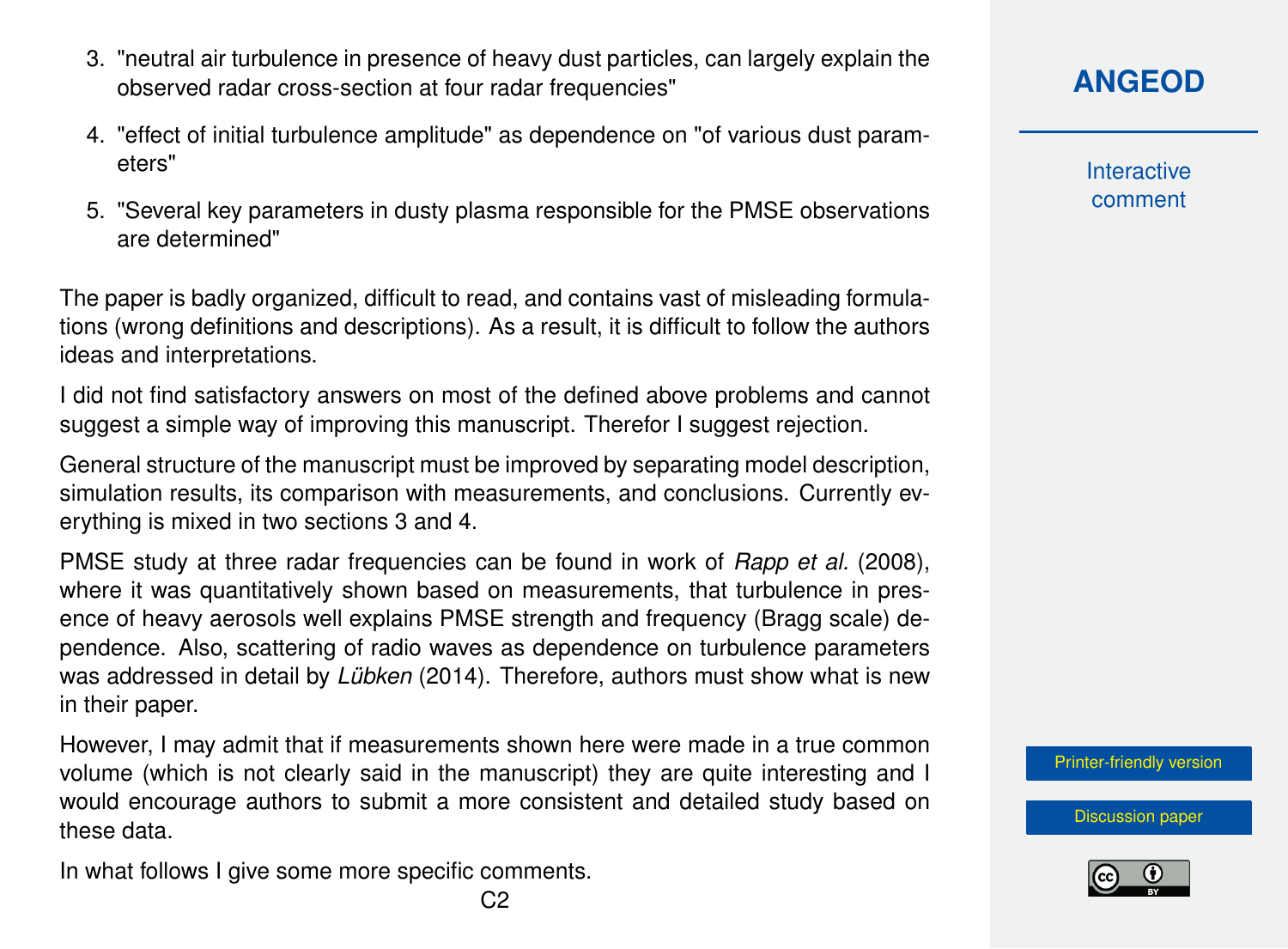3. "neutral air turbulence in presence of heavy dust particles, can largely explain the observed radar cross-section at four radar frequencies"

4. "effect of initial turbulence amplitude" as dependence on "of various dust parameters"

5. "Several key parameters in dusty plasma responsible for the PMSE observations are determined"

The paper is badly organized, difficult to read, and contains vast of misleading formulations (wrong definitions and descriptions). As a result, it is difficult to follow the authors ideas and interpretations.

I did not find satisfactory answers on most of the defined above problems and cannot suggest a simple way of improving this manuscript. Therefor I suggest rejection.

General structure of the manuscript must be improved by separating model description, simulation results, its comparison with measurements, and conclusions. Currently everything is mixed in two sections 3 and 4.

PMSE study at three radar frequencies can be found in work of *Rapp et al.* (2008), where it was quantitatively shown based on measurements, that turbulence in presence of heavy aerosols well explains PMSE strength and frequency (Bragg scale) dependence. Also, scattering of radio waves as dependence on turbulence parameters was addressed in detail by *Lübken* (2014). Therefore, authors must show what is new in their paper.

However, I may admit that if measurements shown here were made in a true common volume (which is not clearly said in the manuscript) they are quite interesting and I would encourage authors to submit a more consistent and detailed study based on these data.

In what follows I give some more specific comments.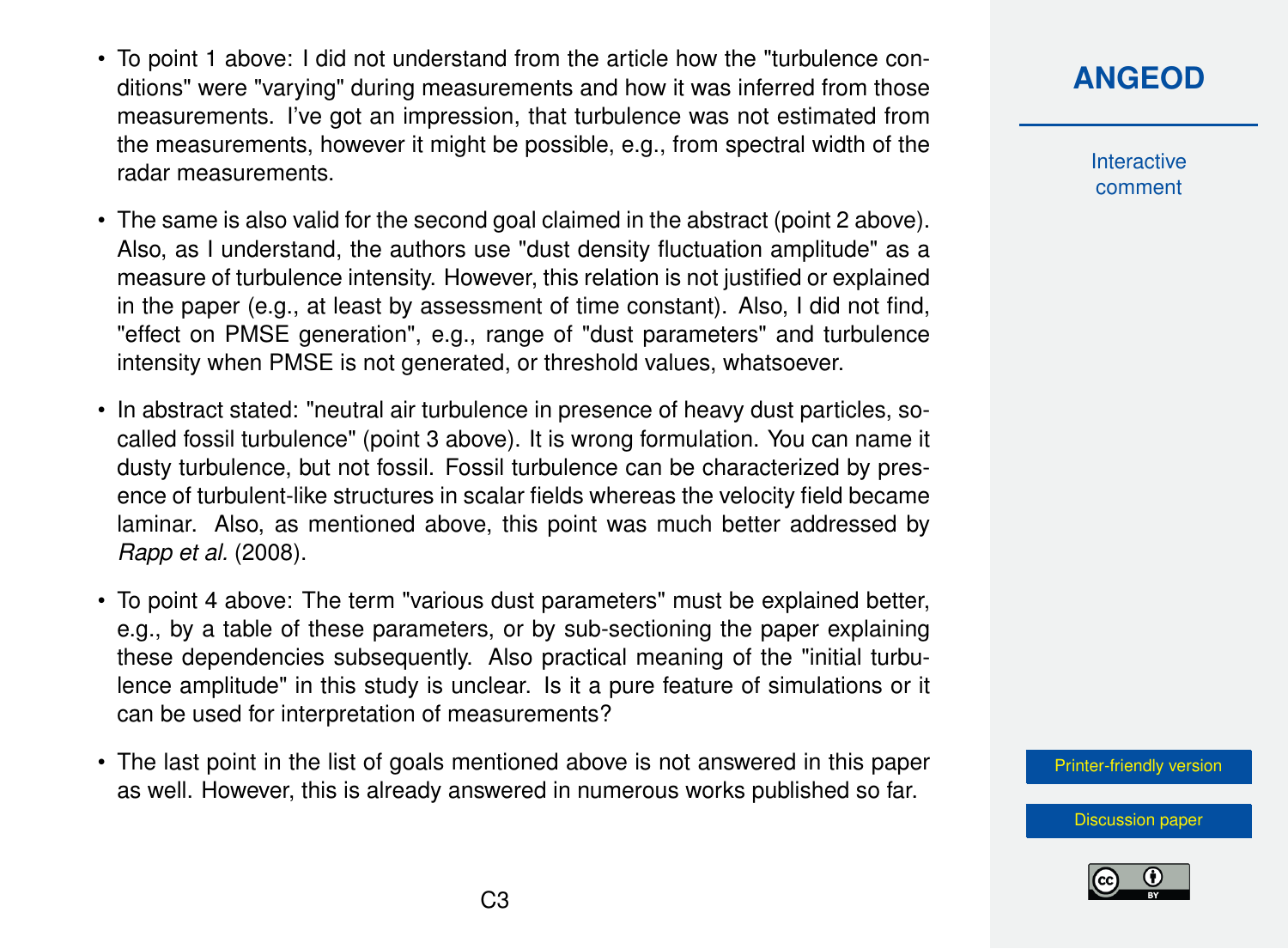- To point 1 above: I did not understand from the article how the "turbulence conditions" were "varying" during measurements and how it was inferred from those measurements. I've got an impression, that turbulence was not estimated from the measurements, however it might be possible, e.g., from spectral width of the radar measurements.

- The same is also valid for the second goal claimed in the abstract (point 2 above). Also, as I understand, the authors use "dust density fluctuation amplitude" as a measure of turbulence intensity. However, this relation is not justified or explained in the paper (e.g., at least by assessment of time constant). Also, I did not find, "effect on PMSE generation", e.g., range of "dust parameters" and turbulence intensity when PMSE is not generated, or threshold values, whatsoever.

- In abstract stated: "neutral air turbulence in presence of heavy dust particles, so-called fossil turbulence" (point 3 above). It is wrong formulation. You can name it dusty turbulence, but not fossil. Fossil turbulence can be characterized by presence of turbulent-like structures in scalar fields whereas the velocity field became laminar. Also, as mentioned above, this point was much better addressed by *Rapp et al.* (2008).

- To point 4 above: The term "various dust parameters" must be explained better, e.g., by a table of these parameters, or by sub-sectioning the paper explaining these dependencies subsequently. Also practical meaning of the "initial turbulence amplitude" in this study is unclear. Is it a pure feature of simulations or it can be used for interpretation of measurements?

- The last point in the list of goals mentioned above is not answered in this paper as well. However, this is already answered in numerous works published so far.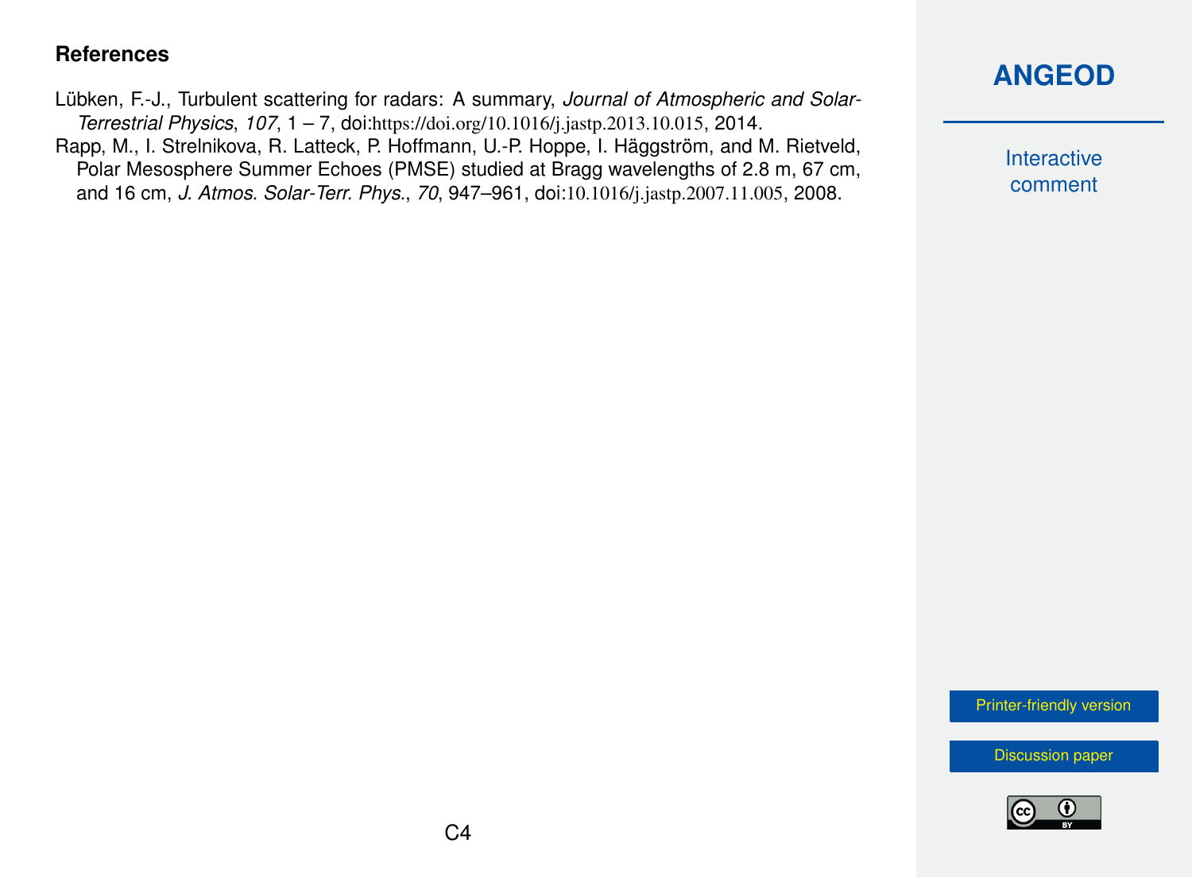### References

Lübken, F.-J., Turbulent scattering for radars: A summary, *Journal of Atmospheric and Solar-Terrestrial Physics*, *107*, 1 – 7, doi:https://doi.org/10.1016/j.jastp.2013.10.015, 2014.

Rapp, M., I. Strelnikova, R. Latteck, P. Hoffmann, U.-P. Hoppe, I. Häggström, and M. Rietveld, Polar Mesosphere Summer Echoes (PMSE) studied at Bragg wavelengths of 2.8 m, 67 cm, and 16 cm, *J. Atmos. Solar-Terr. Phys.*, *70*, 947–961, doi:10.1016/j.jastp.2007.11.005, 2008.